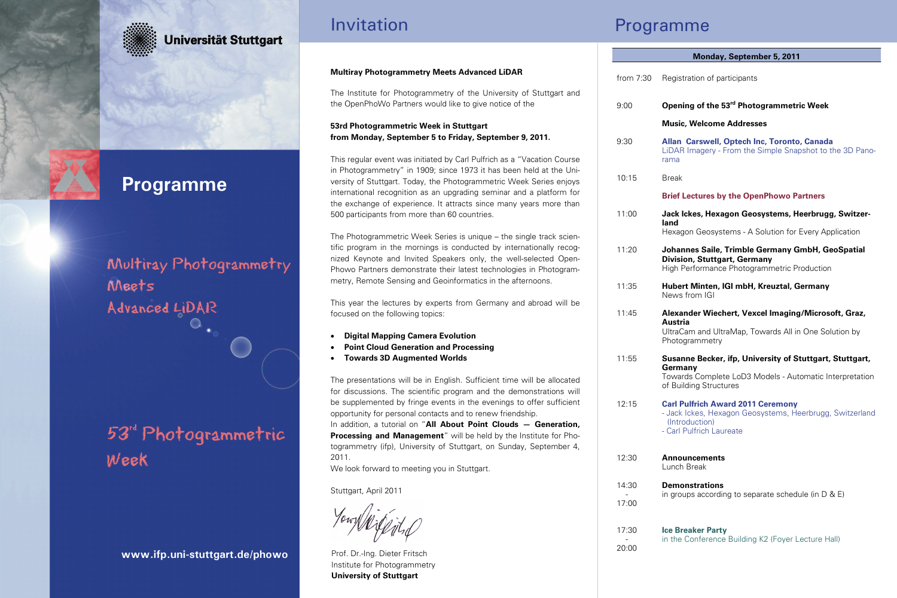Universität Stuttgart

# Programme

Multiray Photogrammetry Meets Advanced LiDAR

53rd Photogrammetric Week

**www.ifp.uni-stuttgart.de/phowo**

# Invitation

**Multiray Photogrammetry Meets Advanced LiDAR**

The Institute for Photogrammetry of the University of Stuttgart and the OpenPhoWo Partners would like to give notice of the

**53rd Photogrammetric Week in Stuttgart**
**from Monday, September 5 to Friday, September 9, 2011.**

This regular event was initiated by Carl Pulfrich as a "Vacation Course in Photogrammetry" in 1909; since 1973 it has been held at the University of Stuttgart. Today, the Photogrammetric Week Series enjoys international recognition as an upgrading seminar and a platform for the exchange of experience. It attracts since many years more than 500 participants from more than 60 countries.

The Photogrammetric Week Series is unique – the single track scientific program in the mornings is conducted by internationally recognized Keynote and Invited Speakers only, the well-selected OpenPhowo Partners demonstrate their latest technologies in Photogrammetry, Remote Sensing and Geoinformatics in the afternoons.

This year the lectures by experts from Germany and abroad will be focused on the following topics:

- **Digital Mapping Camera Evolution**
- **Point Cloud Generation and Processing**
- **Towards 3D Augmented Worlds**

The presentations will be in English. Sufficient time will be allocated for discussions. The scientific program and the demonstrations will be supplemented by fringe events in the evenings to offer sufficient opportunity for personal contacts and to renew friendship.
In addition, a tutorial on "**All About Point Clouds — Generation, Processing and Management**" will be held by the Institute for Photogrammetry (ifp), University of Stuttgart, on Sunday, September 4, 2011.
We look forward to meeting you in Stuttgart.

Stuttgart, April 2011

Prof. Dr.-Ing. Dieter Fritsch
Institute for Photogrammetry
**University of Stuttgart**

# Programme

**Monday, September 5, 2011**

| | |
|---|---|
| from 7:30 | Registration of participants |
| 9:00 | **Opening of the 53rd Photogrammetric Week** |
| | **Music, Welcome Addresses** |
| 9:30 | **Allan Carswell, Optech Inc, Toronto, Canada**<br>LiDAR Imagery - From the Simple Snapshot to the 3D Panorama |
| 10:15 | Break |
| | **Brief Lectures by the OpenPhowo Partners** |
| 11:00 | **Jack Ickes, Hexagon Geosystems, Heerbrugg, Switzerland**<br>Hexagon Geosystems - A Solution for Every Application |
| 11:20 | **Johannes Saile, Trimble Germany GmbH, GeoSpatial Division, Stuttgart, Germany**<br>High Performance Photogrammetric Production |
| 11:35 | **Hubert Minten, IGI mbH, Kreuztal, Germany**<br>News from IGI |
| 11:45 | **Alexander Wiechert, Vexcel Imaging/Microsoft, Graz, Austria**<br>UltraCam and UltraMap, Towards All in One Solution by Photogrammetry |
| 11:55 | **Susanne Becker, ifp, University of Stuttgart, Stuttgart, Germany**<br>Towards Complete LoD3 Models - Automatic Interpretation of Building Structures |
| 12:15 | **Carl Pulfrich Award 2011 Ceremony**<br>- Jack Ickes, Hexagon Geosystems, Heerbrugg, Switzerland (Introduction)<br>- Carl Pulfrich Laureate |
| 12:30 | **Announcements**<br>Lunch Break |
| 14:30 - 17:00 | **Demonstrations**<br>in groups according to separate schedule (in D & E) |
| 17:30 - 20:00 | **Ice Breaker Party**<br>in the Conference Building K2 (Foyer Lecture Hall) |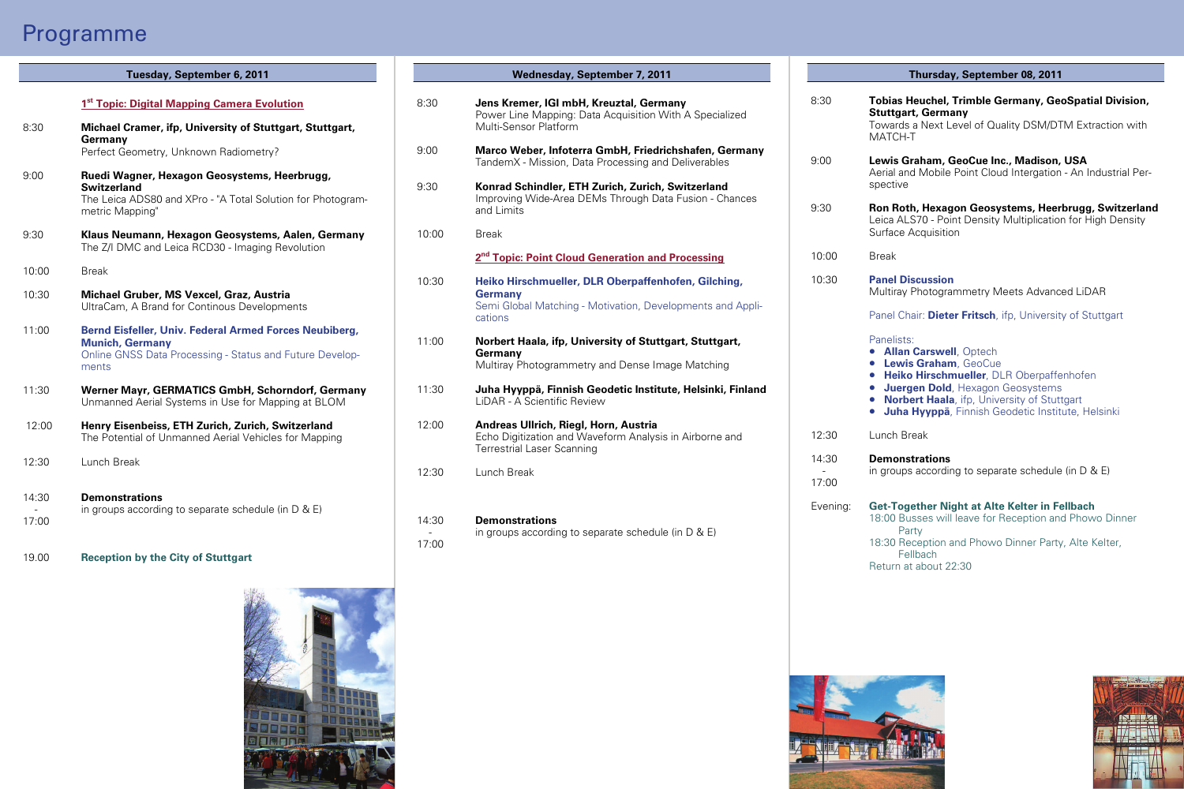# Programme

## Tuesday, September 6, 2011

### 1st Topic: Digital Mapping Camera Evolution

8:30 **Michael Cramer, ifp, University of Stuttgart, Stuttgart, Germany**
Perfect Geometry, Unknown Radiometry?

9:00 **Ruedi Wagner, Hexagon Geosystems, Heerbrugg, Switzerland**
The Leica ADS80 and XPro - "A Total Solution for Photogrammetric Mapping"

9:30 **Klaus Neumann, Hexagon Geosystems, Aalen, Germany**
The Z/I DMC and Leica RCD30 - Imaging Revolution

10:00 Break

10:30 **Michael Gruber, MS Vexcel, Graz, Austria**
UltraCam, A Brand for Continous Developments

11:00 **Bernd Eisfeller, Univ. Federal Armed Forces Neubiberg, Munich, Germany**
Online GNSS Data Processing - Status and Future Developments

11:30 **Werner Mayr, GERMATICS GmbH, Schorndorf, Germany**
Unmanned Aerial Systems in Use for Mapping at BLOM

12:00 **Henry Eisenbeiss, ETH Zurich, Zurich, Switzerland**
The Potential of Unmanned Aerial Vehicles for Mapping

12:30 Lunch Break

14:30 - 17:00 **Demonstrations**
in groups according to separate schedule (in D & E)

19.00 **Reception by the City of Stuttgart**

## Wednesday, September 7, 2011

8:30 **Jens Kremer, IGI mbH, Kreuztal, Germany**
Power Line Mapping: Data Acquisition With A Specialized Multi-Sensor Platform

9:00 **Marco Weber, Infoterra GmbH, Friedrichshafen, Germany**
TandemX - Mission, Data Processing and Deliverables

9:30 **Konrad Schindler, ETH Zurich, Zurich, Switzerland**
Improving Wide-Area DEMs Through Data Fusion - Chances and Limits

10:00 Break

### 2nd Topic: Point Cloud Generation and Processing

10:30 **Heiko Hirschmueller, DLR Oberpfaffenhofen, Gilching, Germany**
Semi Global Matching - Motivation, Developments and Applications

11:00 **Norbert Haala, ifp, University of Stuttgart, Stuttgart, Germany**
Multiray Photogrammetry and Dense Image Matching

11:30 **Juha Hyyppä, Finnish Geodetic Institute, Helsinki, Finland**
LiDAR - A Scientific Review

12:00 **Andreas Ullrich, Riegl, Horn, Austria**
Echo Digitization and Waveform Analysis in Airborne and Terrestrial Laser Scanning

12:30 Lunch Break

14:30 - 17:00 **Demonstrations**
in groups according to separate schedule (in D & E)

## Thursday, September 08, 2011

8:30 **Tobias Heuchel, Trimble Germany, GeoSpatial Division, Stuttgart, Germany**
Towards a Next Level of Quality DSM/DTM Extraction with MATCH-T

9:00 **Lewis Graham, GeoCue Inc., Madison, USA**
Aerial and Mobile Point Cloud Intergation - An Industrial Perspective

9:30 **Ron Roth, Hexagon Geosystems, Heerbrugg, Switzerland**
Leica ALS70 - Point Density Multiplication for High Density Surface Acquisition

10:00 Break

10:30 **Panel Discussion**
Multiray Photogrammetry Meets Advanced LiDAR

Panel Chair: **Dieter Fritsch**, ifp, University of Stuttgart

Panelists:
- **Allan Carswell**, Optech
- **Lewis Graham**, GeoCue
- **Heiko Hirschmueller**, DLR Oberpaffenhofen
- **Juergen Dold**, Hexagon Geosystems
- **Norbert Haala**, ifp, University of Stuttgart
- **Juha Hyyppä**, Finnish Geodetic Institute, Helsinki

12:30 Lunch Break

14:30 - 17:00 **Demonstrations**
in groups according to separate schedule (in D & E)

Evening: **Get-Together Night at Alte Kelter in Fellbach**
18:00 Busses will leave for Reception and Phowo Dinner Party
18:30 Reception and Phowo Dinner Party, Alte Kelter, Fellbach
Return at about 22:30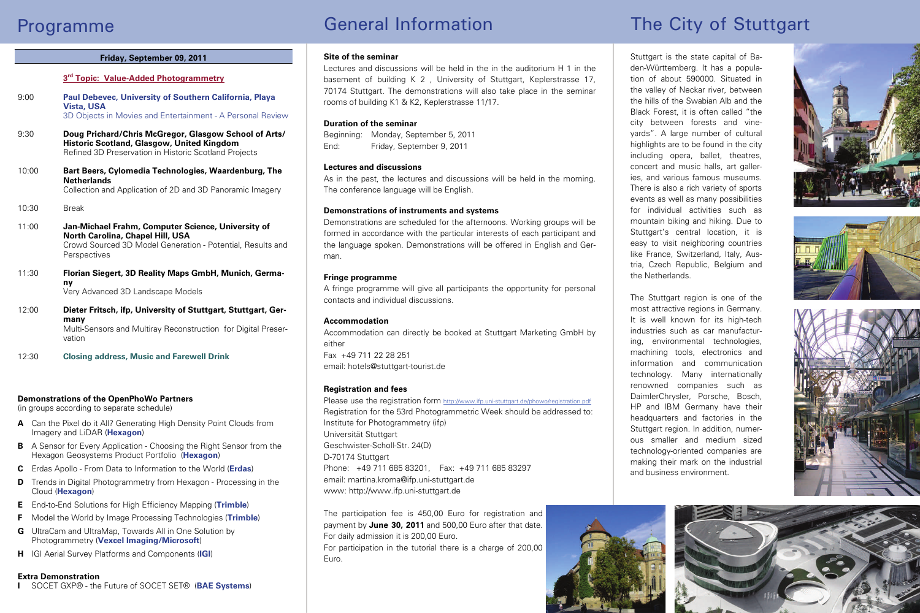# Programme

**Friday, September 09, 2011**

**3rd Topic: Value-Added Photogrammetry**

| | |
|---|---|
| 9:00 | **Paul Debevec, University of Southern California, Playa Vista, USA** <br> 3D Objects in Movies and Entertainment - A Personal Review |
| 9:30 | **Doug Prichard/Chris McGregor, Glasgow School of Arts/ Historic Scotland, Glasgow, United Kingdom** <br> Refined 3D Preservation in Historic Scotland Projects |
| 10:00 | **Bart Beers, Cylomedia Technologies, Waardenburg, The Netherlands** <br> Collection and Application of 2D and 3D Panoramic Imagery |
| 10:30 | Break |
| 11:00 | **Jan-Michael Frahm, Computer Science, University of North Carolina, Chapel Hill, USA** <br> Crowd Sourced 3D Model Generation - Potential, Results and Perspectives |
| 11:30 | **Florian Siegert, 3D Reality Maps GmbH, Munich, Germany** <br> Very Advanced 3D Landscape Models |
| 12:00 | **Dieter Fritsch, ifp, University of Stuttgart, Stuttgart, Germany** <br> Multi-Sensors and Multiray Reconstruction for Digital Preservation |
| 12:30 | **Closing address, Music and Farewell Drink** |

**Demonstrations of the OpenPhoWo Partners**
(in groups according to separate schedule)

- **A** Can the Pixel do it All? Generating High Density Point Clouds from Imagery and LiDAR (**Hexagon**)
- **B** A Sensor for Every Application - Choosing the Right Sensor from the Hexagon Geosystems Product Portfolio (**Hexagon**)
- **C** Erdas Apollo - From Data to Information to the World (**Erdas**)
- **D** Trends in Digital Photogrammetry from Hexagon - Processing in the Cloud (**Hexagon**)
- **E** End-to-End Solutions for High Efficiency Mapping (**Trimble**)
- **F** Model the World by Image Processing Technologies (**Trimble**)
- **G** UltraCam and UltraMap, Towards All in One Solution by Photogrammetry (**Vexcel Imaging/Microsoft**)
- **H** IGI Aerial Survey Platforms and Components (**IGI**)

**Extra Demonstration**

- **I** SOCET GXP® - the Future of SOCET SET® (**BAE Systems**)

# General Information

**Site of the seminar**

Lectures and discussions will be held in the auditorium H 1 in the basement of building K 2 , University of Stuttgart, Keplerstrasse 17, 70174 Stuttgart. The demonstrations will also take place in the seminar rooms of building K1 & K2, Keplerstrasse 11/17.

**Duration of the seminar**

Beginning: Monday, September 5, 2011
End: Friday, September 9, 2011

**Lectures and discussions**

As in the past, the lectures and discussions will be held in the morning. The conference language will be English.

**Demonstrations of instruments and systems**

Demonstrations are scheduled for the afternoons. Working groups will be formed in accordance with the particular interests of each participant and the language spoken. Demonstrations will be offered in English and German.

**Fringe programme**

A fringe programme will give all participants the opportunity for personal contacts and individual discussions.

**Accommodation**

Accommodation can directly be booked at Stuttgart Marketing GmbH by either
Fax +49 711 22 28 251
email: hotels@stuttgart-tourist.de

**Registration and fees**

Please use the registration form http://www.ifp.uni-stuttgart.de/phowo/registration.pdf
Registration for the 53rd Photogrammetric Week should be addressed to:
Institute for Photogrammetry (ifp)
Universität Stuttgart
Geschwister-Scholl-Str. 24(D)
D-70174 Stuttgart
Phone: +49 711 685 83201, Fax: +49 711 685 83297
email: martina.kroma@ifp.uni-stuttgart.de
www: http://www.ifp.uni-stuttgart.de

The participation fee is 450,00 Euro for registration and payment by **June 30, 2011** and 500,00 Euro after that date. For daily admission it is 200,00 Euro.
For participation in the tutorial there is a charge of 200,00 Euro.

# The City of Stuttgart

Stuttgart is the state capital of Baden-Württemberg. It has a population of about 590000. Situated in the valley of Neckar river, between the hills of the Swabian Alb and the Black Forest, it is often called "the city between forests and vineyards". A large number of cultural highlights are to be found in the city including opera, ballet, theatres, concert and music halls, art galleries, and various famous museums. There is also a rich variety of sports events as well as many possibilities for individual activities such as mountain biking and hiking. Due to Stuttgart's central location, it is easy to visit neighboring countries like France, Switzerland, Italy, Austria, Czech Republic, Belgium and the Netherlands.

The Stuttgart region is one of the most attractive regions in Germany. It is well known for its high-tech industries such as car manufacturing, environmental technologies, machining tools, electronics and information and communication technology. Many internationally renowned companies such as DaimlerChrysler, Porsche, Bosch, HP and IBM Germany have their headquarters and factories in the Stuttgart region. In addition, numerous smaller and medium sized technology-oriented companies are making their mark on the industrial and business environment.